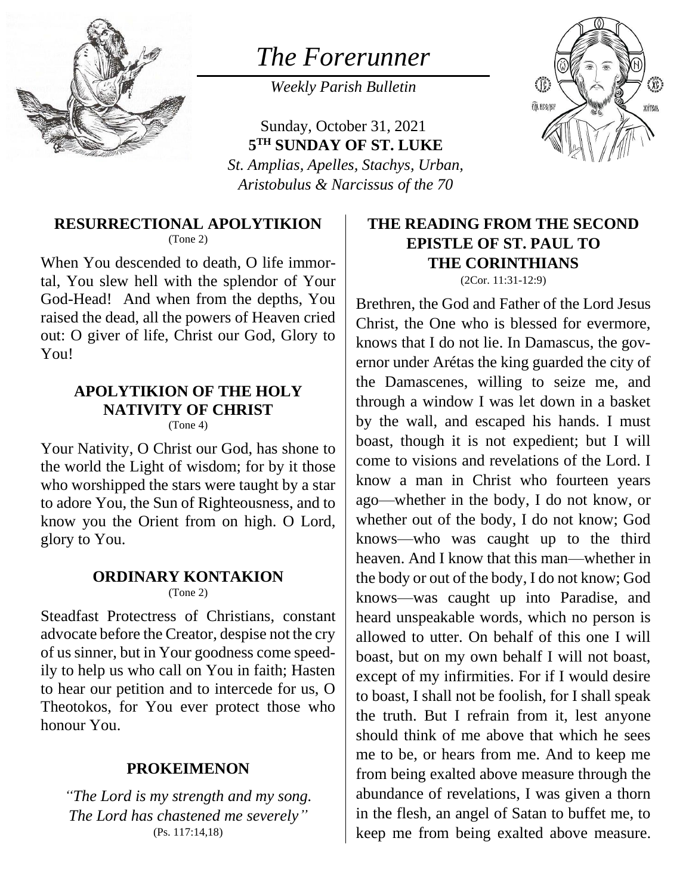# *The Forerunner*

*Weekly Parish Bulletin*

Sunday, October 31, 2021
**5TH SUNDAY OF ST. LUKE**
*St. Amplias, Apelles, Stachys, Urban, Aristobulus & Narcissus of the 70*

### RESURRECTIONAL APOLYTIKION
(Tone 2)

When You descended to death, O life immortal, You slew hell with the splendor of Your God-Head! And when from the depths, You raised the dead, all the powers of Heaven cried out: O giver of life, Christ our God, Glory to You!

### APOLYTIKION OF THE HOLY NATIVITY OF CHRIST
(Tone 4)

Your Nativity, O Christ our God, has shone to the world the Light of wisdom; for by it those who worshipped the stars were taught by a star to adore You, the Sun of Righteousness, and to know you the Orient from on high. O Lord, glory to You.

### ORDINARY KONTAKION
(Tone 2)

Steadfast Protectress of Christians, constant advocate before the Creator, despise not the cry of us sinner, but in Your goodness come speedily to help us who call on You in faith; Hasten to hear our petition and to intercede for us, O Theotokos, for You ever protect those who honour You.

### PROKEIMENON

*"The Lord is my strength and my song. The Lord has chastened me severely"*
(Ps. 117:14,18)

### THE READING FROM THE SECOND EPISTLE OF ST. PAUL TO THE CORINTHIANS
(2Cor. 11:31-12:9)

Brethren, the God and Father of the Lord Jesus Christ, the One who is blessed for evermore, knows that I do not lie. In Damascus, the governor under Arétas the king guarded the city of the Damascenes, willing to seize me, and through a window I was let down in a basket by the wall, and escaped his hands. I must boast, though it is not expedient; but I will come to visions and revelations of the Lord. I know a man in Christ who fourteen years ago—whether in the body, I do not know, or whether out of the body, I do not know; God knows—who was caught up to the third heaven. And I know that this man—whether in the body or out of the body, I do not know; God knows—was caught up into Paradise, and heard unspeakable words, which no person is allowed to utter. On behalf of this one I will boast, but on my own behalf I will not boast, except of my infirmities. For if I would desire to boast, I shall not be foolish, for I shall speak the truth. But I refrain from it, lest anyone should think of me above that which he sees me to be, or hears from me. And to keep me from being exalted above measure through the abundance of revelations, I was given a thorn in the flesh, an angel of Satan to buffet me, to keep me from being exalted above measure.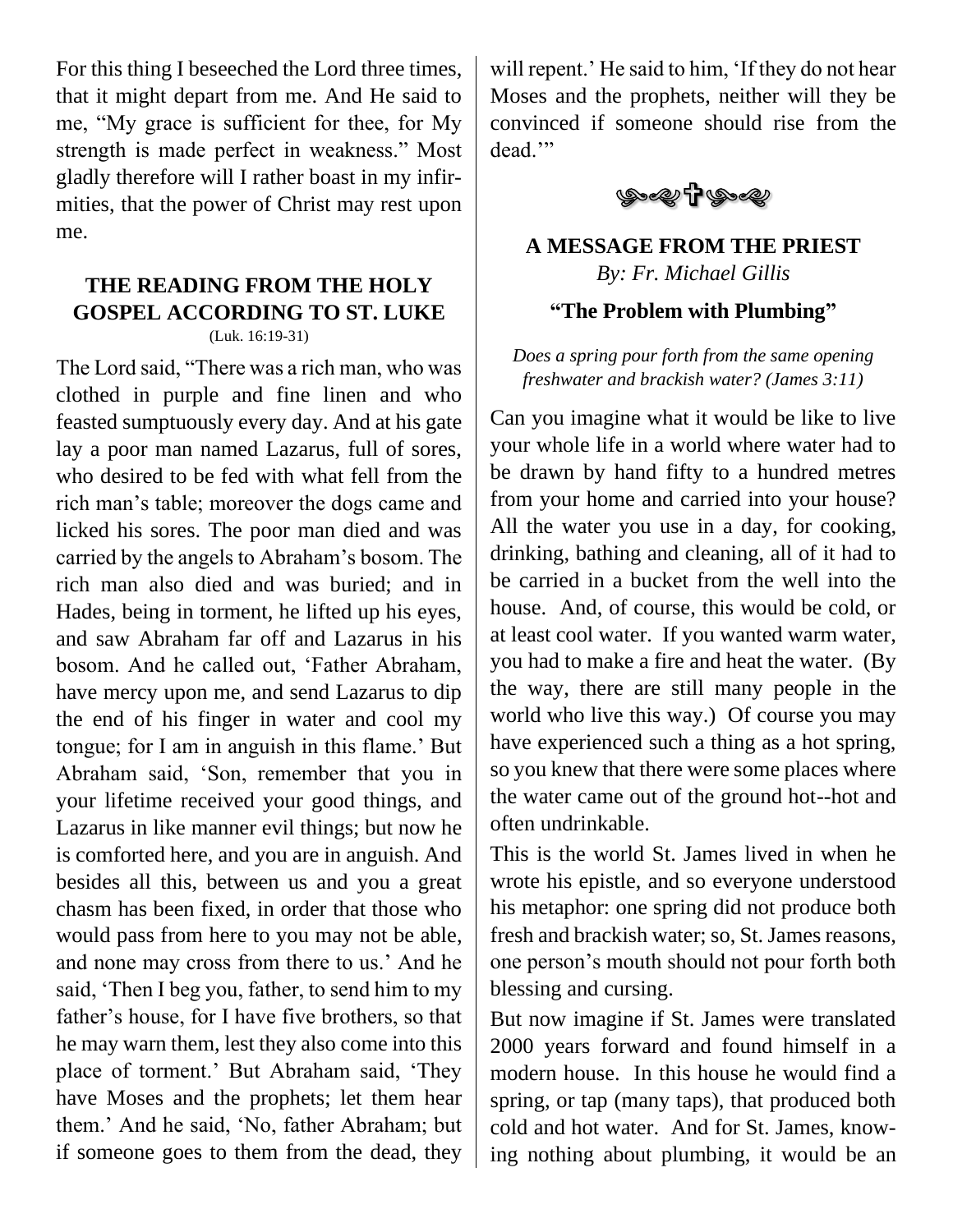For this thing I beseeched the Lord three times, that it might depart from me. And He said to me, “My grace is sufficient for thee, for My strength is made perfect in weakness.” Most gladly therefore will I rather boast in my infirmities, that the power of Christ may rest upon me.

### THE READING FROM THE HOLY GOSPEL ACCORDING TO ST. LUKE

(Luk. 16:19-31)

The Lord said, “There was a rich man, who was clothed in purple and fine linen and who feasted sumptuously every day. And at his gate lay a poor man named Lazarus, full of sores, who desired to be fed with what fell from the rich man’s table; moreover the dogs came and licked his sores. The poor man died and was carried by the angels to Abraham’s bosom. The rich man also died and was buried; and in Hades, being in torment, he lifted up his eyes, and saw Abraham far off and Lazarus in his bosom. And he called out, ‘Father Abraham, have mercy upon me, and send Lazarus to dip the end of his finger in water and cool my tongue; for I am in anguish in this flame.’ But Abraham said, ‘Son, remember that you in your lifetime received your good things, and Lazarus in like manner evil things; but now he is comforted here, and you are in anguish. And besides all this, between us and you a great chasm has been fixed, in order that those who would pass from here to you may not be able, and none may cross from there to us.’ And he said, ‘Then I beg you, father, to send him to my father’s house, for I have five brothers, so that he may warn them, lest they also come into this place of torment.’ But Abraham said, ‘They have Moses and the prophets; let them hear them.’ And he said, ‘No, father Abraham; but if someone goes to them from the dead, they will repent.’ He said to him, ‘If they do not hear Moses and the prophets, neither will they be convinced if someone should rise from the dead.’”

### A MESSAGE FROM THE PRIEST

*By: Fr. Michael Gillis*

**“The Problem with Plumbing”**

*Does a spring pour forth from the same opening freshwater and brackish water? (James 3:11)*

Can you imagine what it would be like to live your whole life in a world where water had to be drawn by hand fifty to a hundred metres from your home and carried into your house? All the water you use in a day, for cooking, drinking, bathing and cleaning, all of it had to be carried in a bucket from the well into the house. And, of course, this would be cold, or at least cool water. If you wanted warm water, you had to make a fire and heat the water. (By the way, there are still many people in the world who live this way.) Of course you may have experienced such a thing as a hot spring, so you knew that there were some places where the water came out of the ground hot--hot and often undrinkable.

This is the world St. James lived in when he wrote his epistle, and so everyone understood his metaphor: one spring did not produce both fresh and brackish water; so, St. James reasons, one person’s mouth should not pour forth both blessing and cursing.

But now imagine if St. James were translated 2000 years forward and found himself in a modern house. In this house he would find a spring, or tap (many taps), that produced both cold and hot water. And for St. James, knowing nothing about plumbing, it would be an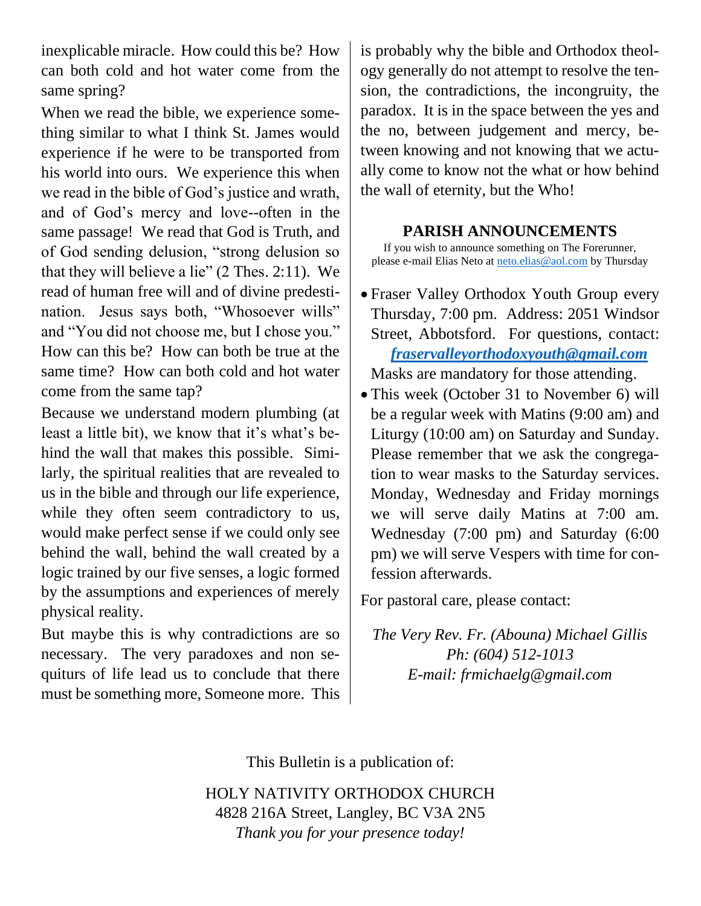inexplicable miracle. How could this be? How can both cold and hot water come from the same spring?

When we read the bible, we experience something similar to what I think St. James would experience if he were to be transported from his world into ours. We experience this when we read in the bible of God's justice and wrath, and of God's mercy and love--often in the same passage! We read that God is Truth, and of God sending delusion, "strong delusion so that they will believe a lie" (2 Thes. 2:11). We read of human free will and of divine predestination. Jesus says both, "Whosoever wills" and "You did not choose me, but I chose you." How can this be? How can both be true at the same time? How can both cold and hot water come from the same tap?

Because we understand modern plumbing (at least a little bit), we know that it's what's behind the wall that makes this possible. Similarly, the spiritual realities that are revealed to us in the bible and through our life experience, while they often seem contradictory to us, would make perfect sense if we could only see behind the wall, behind the wall created by a logic trained by our five senses, a logic formed by the assumptions and experiences of merely physical reality.

But maybe this is why contradictions are so necessary. The very paradoxes and non sequiturs of life lead us to conclude that there must be something more, Someone more. This is probably why the bible and Orthodox theology generally do not attempt to resolve the tension, the contradictions, the incongruity, the paradox. It is in the space between the yes and the no, between judgement and mercy, between knowing and not knowing that we actually come to know not the what or how behind the wall of eternity, but the Who!

## PARISH ANNOUNCEMENTS

If you wish to announce something on The Forerunner, please e-mail Elias Neto at neto.elias@aol.com by Thursday

- Fraser Valley Orthodox Youth Group every Thursday, 7:00 pm. Address: 2051 Windsor Street, Abbotsford. For questions, contact: ***fraservalleyorthodoxyouth@gmail.com*** Masks are mandatory for those attending.
- This week (October 31 to November 6) will be a regular week with Matins (9:00 am) and Liturgy (10:00 am) on Saturday and Sunday. Please remember that we ask the congregation to wear masks to the Saturday services. Monday, Wednesday and Friday mornings we will serve daily Matins at 7:00 am. Wednesday (7:00 pm) and Saturday (6:00 pm) we will serve Vespers with time for confession afterwards.

For pastoral care, please contact:

*The Very Rev. Fr. (Abouna) Michael Gillis*
*Ph: (604) 512-1013*
*E-mail: frmichaelg@gmail.com*

This Bulletin is a publication of:

HOLY NATIVITY ORTHODOX CHURCH
4828 216A Street, Langley, BC V3A 2N5
*Thank you for your presence today!*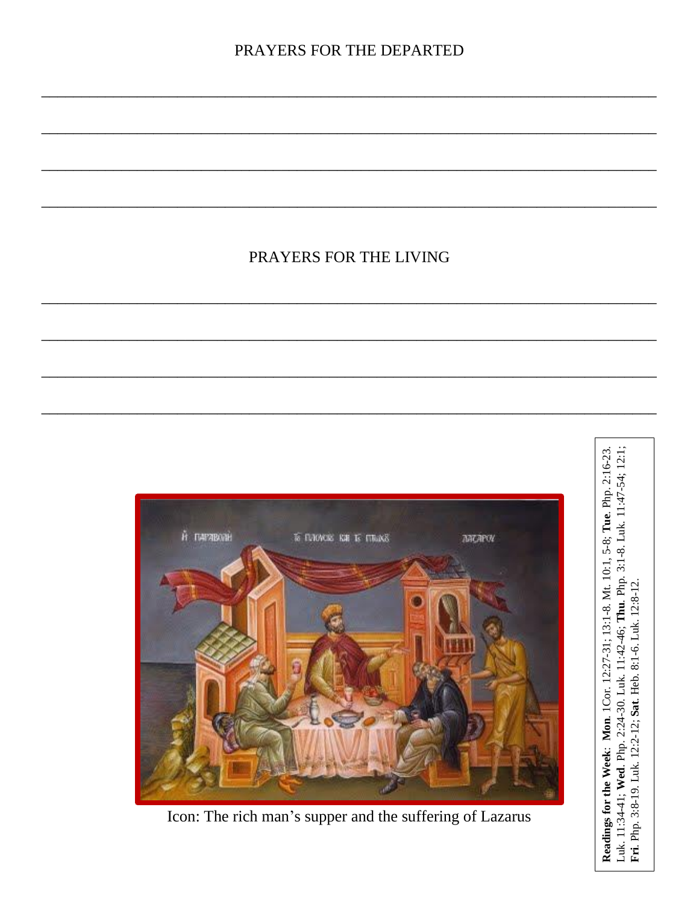PRAYERS FOR THE DEPARTED

\_\_\_\_\_\_\_\_\_\_\_\_\_\_\_\_\_\_\_\_\_\_\_\_\_\_\_\_\_\_\_\_\_\_\_\_\_\_\_\_\_\_\_\_\_\_\_\_\_\_\_\_\_\_\_\_\_\_\_\_

\_\_\_\_\_\_\_\_\_\_\_\_\_\_\_\_\_\_\_\_\_\_\_\_\_\_\_\_\_\_\_\_\_\_\_\_\_\_\_\_\_\_\_\_\_\_\_\_\_\_\_\_\_\_\_\_\_\_\_\_

\_\_\_\_\_\_\_\_\_\_\_\_\_\_\_\_\_\_\_\_\_\_\_\_\_\_\_\_\_\_\_\_\_\_\_\_\_\_\_\_\_\_\_\_\_\_\_\_\_\_\_\_\_\_\_\_\_\_\_\_

\_\_\_\_\_\_\_\_\_\_\_\_\_\_\_\_\_\_\_\_\_\_\_\_\_\_\_\_\_\_\_\_\_\_\_\_\_\_\_\_\_\_\_\_\_\_\_\_\_\_\_\_\_\_\_\_\_\_\_\_

PRAYERS FOR THE LIVING

\_\_\_\_\_\_\_\_\_\_\_\_\_\_\_\_\_\_\_\_\_\_\_\_\_\_\_\_\_\_\_\_\_\_\_\_\_\_\_\_\_\_\_\_\_\_\_\_\_\_\_\_\_\_\_\_\_\_\_\_

\_\_\_\_\_\_\_\_\_\_\_\_\_\_\_\_\_\_\_\_\_\_\_\_\_\_\_\_\_\_\_\_\_\_\_\_\_\_\_\_\_\_\_\_\_\_\_\_\_\_\_\_\_\_\_\_\_\_\_\_

\_\_\_\_\_\_\_\_\_\_\_\_\_\_\_\_\_\_\_\_\_\_\_\_\_\_\_\_\_\_\_\_\_\_\_\_\_\_\_\_\_\_\_\_\_\_\_\_\_\_\_\_\_\_\_\_\_\_\_\_

\_\_\_\_\_\_\_\_\_\_\_\_\_\_\_\_\_\_\_\_\_\_\_\_\_\_\_\_\_\_\_\_\_\_\_\_\_\_\_\_\_\_\_\_\_\_\_\_\_\_\_\_\_\_\_\_\_\_\_\_

Icon: The rich man's supper and the suffering of Lazarus

**Readings for the Week**: **Mon**. 1Cor. 12:27-31; 13:1-8. Mt. 10:1, 5-8; **Tue**. Php. 2:16-23. Luk. 11:34-41; **Wed**. Php. 2:24-30. Luk. 11:42-46; **Thu**. Php. 3:1-8. Luk. 11:47-54; 12:1; **Fri**. Php. 3:8-19. Luk. 12:2-12; **Sat**. Heb. 8:1-6. Luk. 12:8-12.